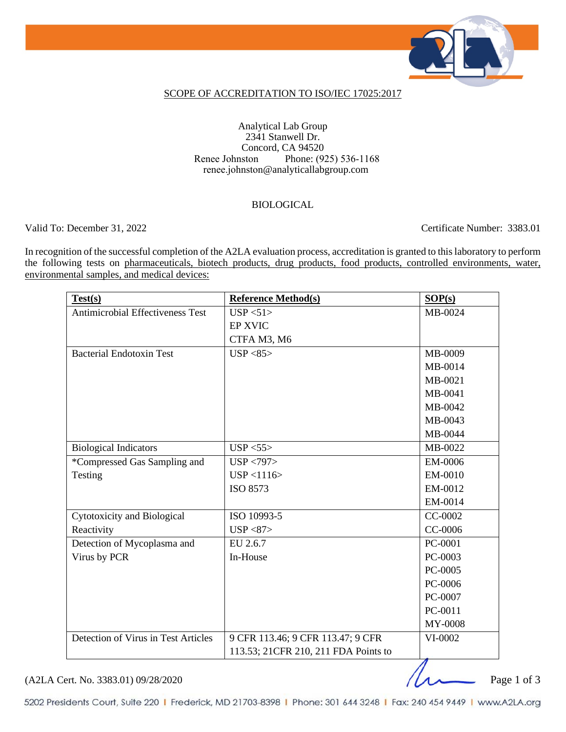SCOPE OF ACCREDITATION TO ISO/IEC 17025:2017

Analytical Lab Group
2341 Stanwell Dr.
Concord, CA 94520
Renee Johnston Phone: (925) 536-1168
renee.johnston@analyticallabgroup.com

BIOLOGICAL

Valid To: December 31, 2022 Certificate Number: 3383.01

In recognition of the successful completion of the A2LA evaluation process, accreditation is granted to this laboratory to perform the following tests on pharmaceuticals, biotech products, drug products, food products, controlled environments, water, environmental samples, and medical devices:

| Test(s) | Reference Method(s) | SOP(s) |
|---|---|---|
| Antimicrobial Effectiveness Test | USP <51><br>EP XVIC<br>CTFA M3, M6 | MB-0024 |
| Bacterial Endotoxin Test | USP <85> | MB-0009<br>MB-0014<br>MB-0021<br>MB-0041<br>MB-0042<br>MB-0043<br>MB-0044 |
| Biological Indicators | USP <55> | MB-0022 |
| *Compressed Gas Sampling and Testing | USP <797><br>USP <1116><br>ISO 8573 | EM-0006<br>EM-0010<br>EM-0012<br>EM-0014 |
| Cytotoxicity and Biological Reactivity | ISO 10993-5<br>USP <87> | CC-0002<br>CC-0006 |
| Detection of Mycoplasma and Virus by PCR | EU 2.6.7<br>In-House | PC-0001<br>PC-0003<br>PC-0005<br>PC-0006<br>PC-0007<br>PC-0011<br>MY-0008 |
| Detection of Virus in Test Articles | 9 CFR 113.46; 9 CFR 113.47; 9 CFR 113.53; 21CFR 210, 211 FDA Points to | VI-0002 |

(A2LA Cert. No. 3383.01) 09/28/2020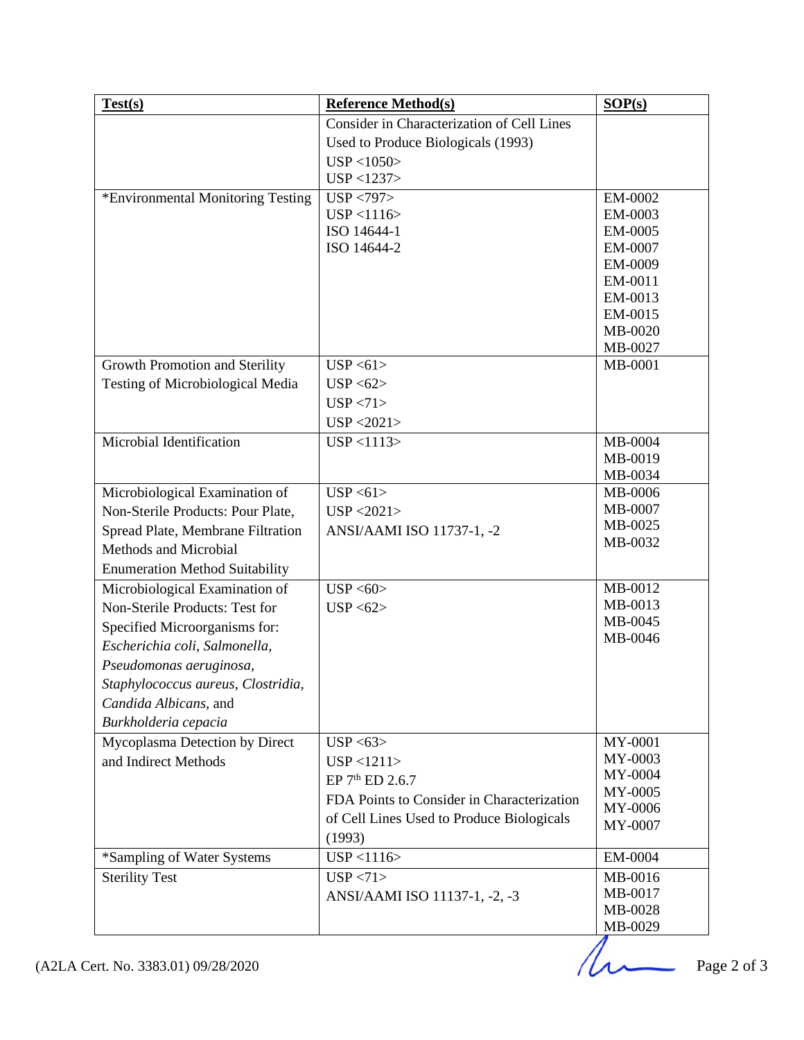| Test(s) | Reference Method(s) | SOP(s) |
|---|---|---|
| | Consider in Characterization of Cell Lines Used to Produce Biologicals (1993)<br>USP <1050><br>USP <1237> | |
| *Environmental Monitoring Testing | USP <797><br>USP <1116><br>ISO 14644-1<br>ISO 14644-2 | EM-0002<br>EM-0003<br>EM-0005<br>EM-0007<br>EM-0009<br>EM-0011<br>EM-0013<br>EM-0015<br>MB-0020<br>MB-0027 |
| Growth Promotion and Sterility Testing of Microbiological Media | USP <61><br>USP <62><br>USP <71><br>USP <2021> | MB-0001 |
| Microbial Identification | USP <1113> | MB-0004<br>MB-0019<br>MB-0034 |
| Microbiological Examination of Non-Sterile Products: Pour Plate, Spread Plate, Membrane Filtration Methods and Microbial Enumeration Method Suitability | USP <61><br>USP <2021><br>ANSI/AAMI ISO 11737-1, -2 | MB-0006<br>MB-0007<br>MB-0025<br>MB-0032 |
| Microbiological Examination of Non-Sterile Products: Test for Specified Microorganisms for: *Escherichia coli, Salmonella, Pseudomonas aeruginosa, Staphylococcus aureus, Clostridia, Candida Albicans,* and *Burkholderia cepacia* | USP <60><br>USP <62> | MB-0012<br>MB-0013<br>MB-0045<br>MB-0046 |
| Mycoplasma Detection by Direct and Indirect Methods | USP <63><br>USP <1211><br>EP 7th ED 2.6.7<br>FDA Points to Consider in Characterization of Cell Lines Used to Produce Biologicals (1993) | MY-0001<br>MY-0003<br>MY-0004<br>MY-0005<br>MY-0006<br>MY-0007 |
| *Sampling of Water Systems | USP <1116> | EM-0004 |
| Sterility Test | USP <71><br>ANSI/AAMI ISO 11137-1, -2, -3 | MB-0016<br>MB-0017<br>MB-0028<br>MB-0029 |

(A2LA Cert. No. 3383.01) 09/28/2020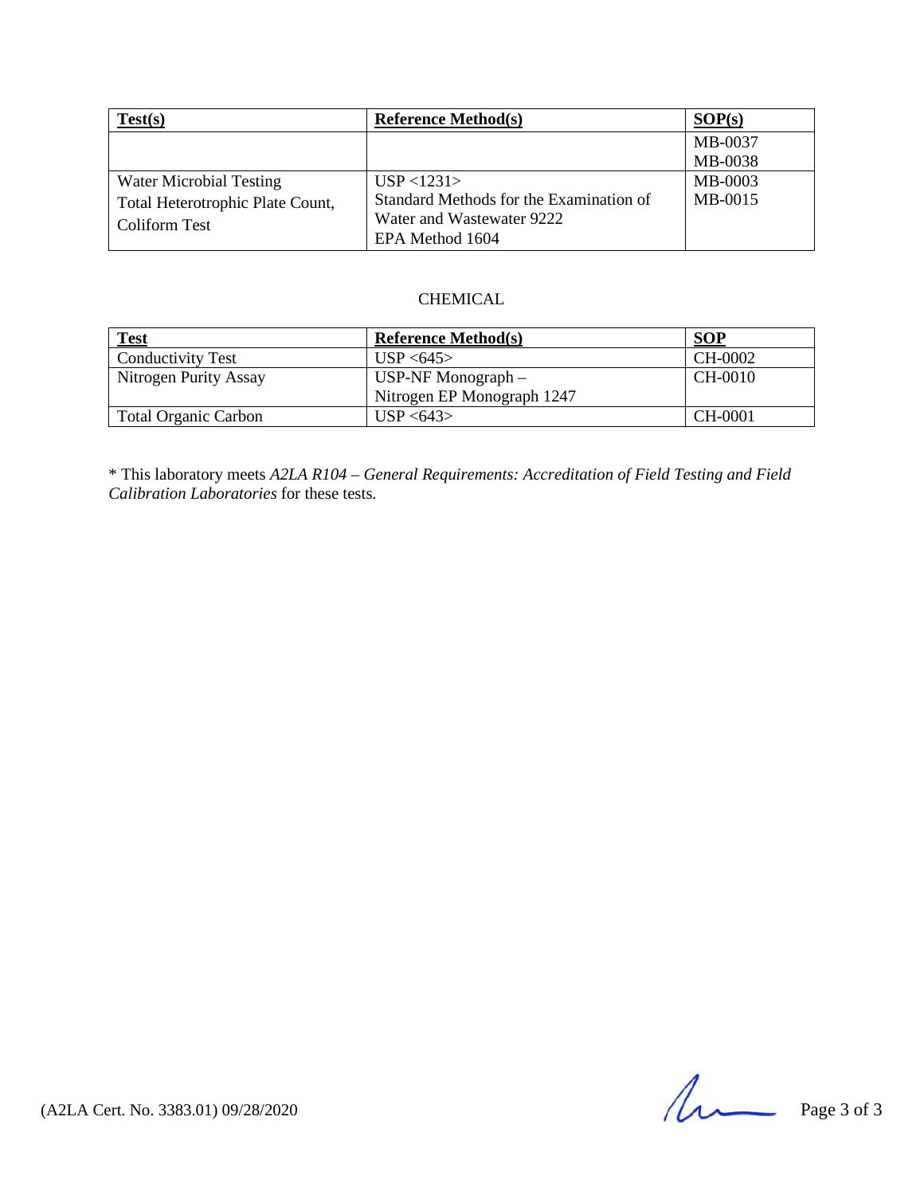| Test(s) | Reference Method(s) | SOP(s) |
|---|---|---|
| | | MB-0037<br>MB-0038 |
| Water Microbial Testing<br>Total Heterotrophic Plate Count,<br>Coliform Test | USP <1231><br>Standard Methods for the Examination of Water and Wastewater 9222<br>EPA Method 1604 | MB-0003<br>MB-0015 |

CHEMICAL

| Test | Reference Method(s) | SOP |
|---|---|---|
| Conductivity Test | USP <645> | CH-0002 |
| Nitrogen Purity Assay | USP-NF Monograph –<br>Nitrogen EP Monograph 1247 | CH-0010 |
| Total Organic Carbon | USP <643> | CH-0001 |

* This laboratory meets *A2LA R104 – General Requirements: Accreditation of Field Testing and Field Calibration Laboratories* for these tests.

(A2LA Cert. No. 3383.01) 09/28/2020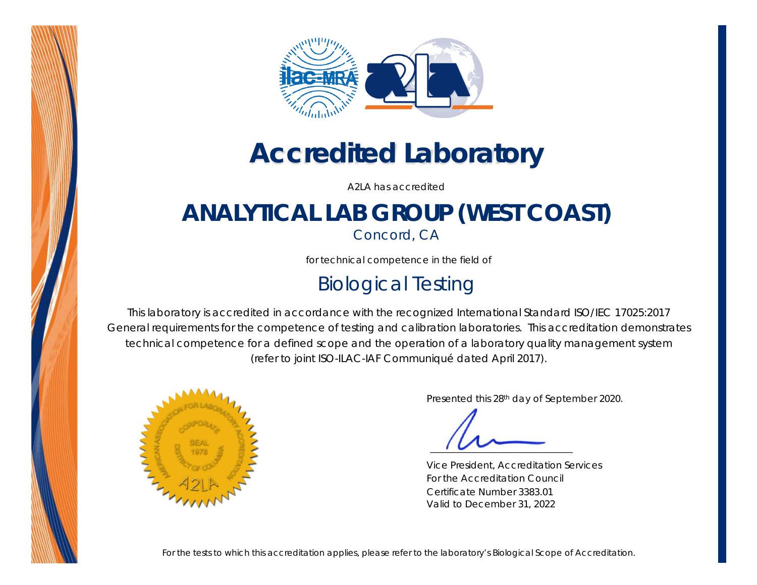# Accredited Laboratory

A2LA has accredited

## ANALYTICAL LAB GROUP (WEST COAST)

Concord, CA

for technical competence in the field of

## Biological Testing

This laboratory is accredited in accordance with the recognized International Standard ISO/IEC 17025:2017 General requirements for the competence of testing and calibration laboratories. This accreditation demonstrates technical competence for a defined scope and the operation of a laboratory quality management system (refer to joint ISO-ILAC-IAF Communiqué dated April 2017).

Presented this 28th day of September 2020.

Vice President, Accreditation Services
For the Accreditation Council
Certificate Number 3383.01
Valid to December 31, 2022

For the tests to which this accreditation applies, please refer to the laboratory's Biological Scope of Accreditation.